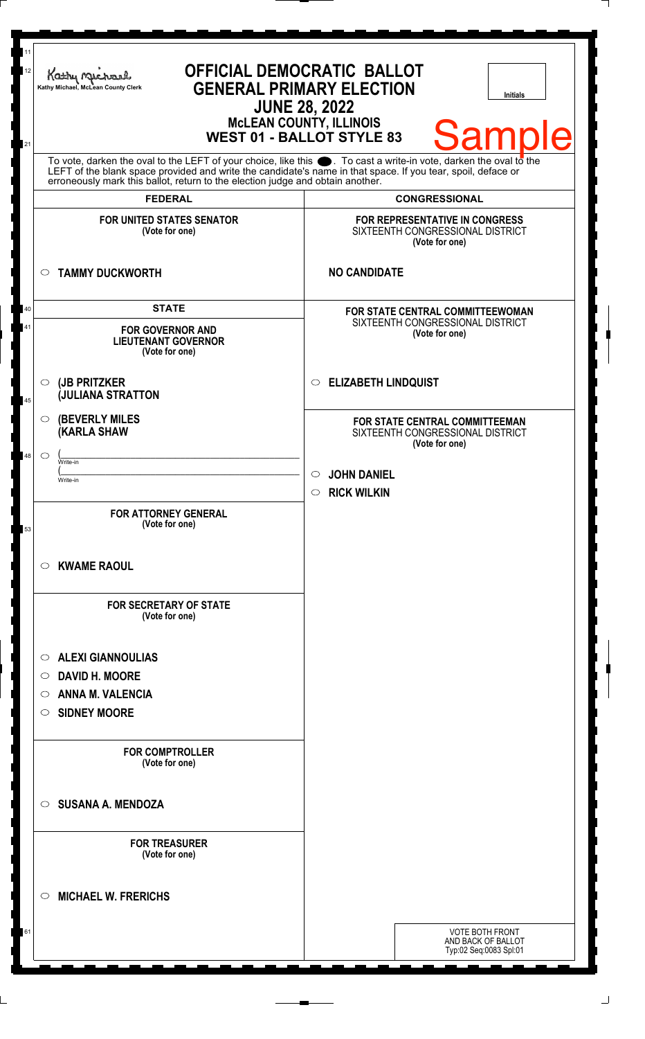Kathy Michael, McLean County Clerk

# OFFICIAL DEMOCRATIC BALLOT
## GENERAL PRIMARY ELECTION
## JUNE 28, 2022
### McLEAN COUNTY, ILLINOIS
### WEST 01 - BALLOT STYLE 83

Initials

Sample

To vote, darken the oval to the LEFT of your choice, like this ●. To cast a write-in vote, darken the oval to the LEFT of the blank space provided and write the candidate's name in that space. If you tear, spoil, deface or erroneously mark this ballot, return to the election judge and obtain another.

## FEDERAL

**FOR UNITED STATES SENATOR**
(Vote for one)

○ **TAMMY DUCKWORTH**

## STATE

**FOR GOVERNOR AND LIEUTENANT GOVERNOR**
(Vote for one)

○ **(JB PRITZKER**
**(JULIANA STRATTON**

○ **(BEVERLY MILES**
**(KARLA SHAW**

○ (\_\_\_\_\_\_\_\_\_\_\_\_\_\_\_\_
Write-in
(\_\_\_\_\_\_\_\_\_\_\_\_\_\_\_\_
Write-in

**FOR ATTORNEY GENERAL**
(Vote for one)

○ **KWAME RAOUL**

**FOR SECRETARY OF STATE**
(Vote for one)

○ **ALEXI GIANNOULIAS**
○ **DAVID H. MOORE**
○ **ANNA M. VALENCIA**
○ **SIDNEY MOORE**

**FOR COMPTROLLER**
(Vote for one)

○ **SUSANA A. MENDOZA**

**FOR TREASURER**
(Vote for one)

○ **MICHAEL W. FRERICHS**

## CONGRESSIONAL

**FOR REPRESENTATIVE IN CONGRESS**
SIXTEENTH CONGRESSIONAL DISTRICT
(Vote for one)

**NO CANDIDATE**

**FOR STATE CENTRAL COMMITTEEWOMAN**
SIXTEENTH CONGRESSIONAL DISTRICT
(Vote for one)

○ **ELIZABETH LINDQUIST**

**FOR STATE CENTRAL COMMITTEEMAN**
SIXTEENTH CONGRESSIONAL DISTRICT
(Vote for one)

○ **JOHN DANIEL**
○ **RICK WILKIN**

VOTE BOTH FRONT AND BACK OF BALLOT
Typ:02 Seq:0083 Spl:01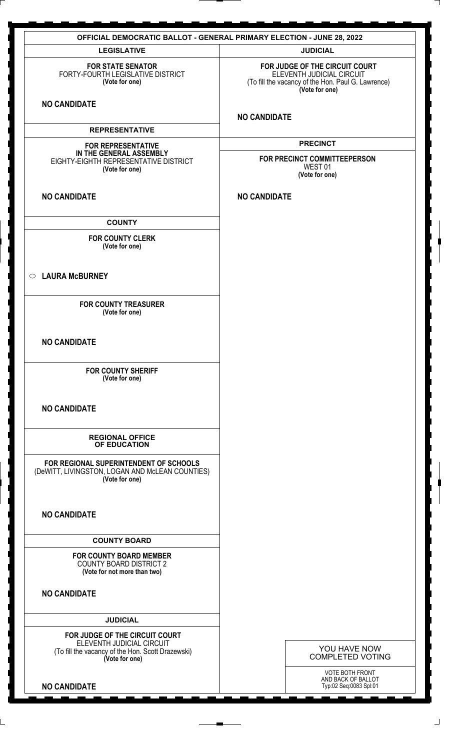# OFFICIAL DEMOCRATIC BALLOT - GENERAL PRIMARY ELECTION - JUNE 28, 2022

## LEGISLATIVE

**FOR STATE SENATOR**
FORTY-FOURTH LEGISLATIVE DISTRICT
**(Vote for one)**

**NO CANDIDATE**

## REPRESENTATIVE

**FOR REPRESENTATIVE IN THE GENERAL ASSEMBLY**
EIGHTY-EIGHTH REPRESENTATIVE DISTRICT
**(Vote for one)**

**NO CANDIDATE**

## COUNTY

**FOR COUNTY CLERK**
**(Vote for one)**

○ **LAURA McBURNEY**

**FOR COUNTY TREASURER**
**(Vote for one)**

**NO CANDIDATE**

**FOR COUNTY SHERIFF**
**(Vote for one)**

**NO CANDIDATE**

## REGIONAL OFFICE OF EDUCATION

**FOR REGIONAL SUPERINTENDENT OF SCHOOLS**
(DeWITT, LIVINGSTON, LOGAN AND McLEAN COUNTIES)
**(Vote for one)**

**NO CANDIDATE**

## COUNTY BOARD

**FOR COUNTY BOARD MEMBER**
COUNTY BOARD DISTRICT 2
**(Vote for not more than two)**

**NO CANDIDATE**

## JUDICIAL

**FOR JUDGE OF THE CIRCUIT COURT**
ELEVENTH JUDICIAL CIRCUIT
(To fill the vacancy of the Hon. Scott Drazewski)
**(Vote for one)**

**NO CANDIDATE**

## JUDICIAL

**FOR JUDGE OF THE CIRCUIT COURT**
ELEVENTH JUDICIAL CIRCUIT
(To fill the vacancy of the Hon. Paul G. Lawrence)
**(Vote for one)**

**NO CANDIDATE**

## PRECINCT

**FOR PRECINCT COMMITTEEPERSON**
WEST 01
**(Vote for one)**

**NO CANDIDATE**

YOU HAVE NOW COMPLETED VOTING

VOTE BOTH FRONT AND BACK OF BALLOT
Typ:02 Seq:0083 Spl:01